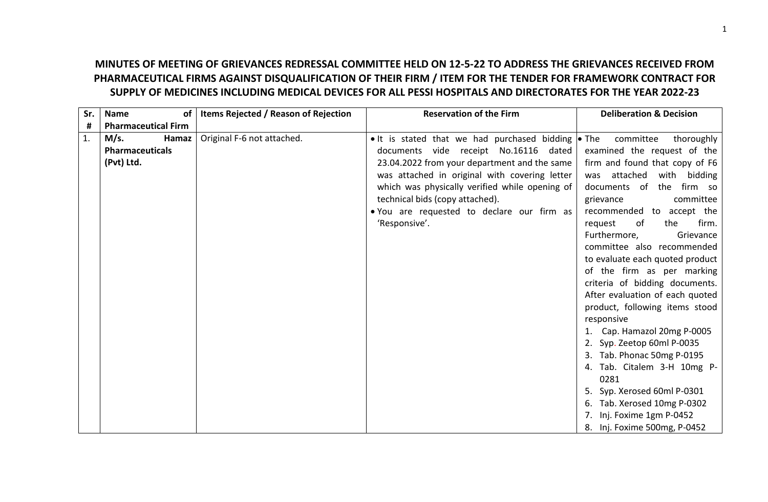**MINUTES OF MEETING OF GRIEVANCES REDRESSAL COMMITTEE HELD ON 12-5-22 TO ADDRESS THE GRIEVANCES RECEIVED FROM PHARMACEUTICAL FIRMS AGAINST DISQUALIFICATION OF THEIR FIRM / ITEM FOR THE TENDER FOR FRAMEWORK CONTRACT FOR SUPPLY OF MEDICINES INCLUDING MEDICAL DEVICES FOR ALL PESSI HOSPITALS AND DIRECTORATES FOR THE YEAR 2022-23**

| Sr. # | Name of Pharmaceutical Firm | Items Rejected / Reason of Rejection | Reservation of the Firm | Deliberation & Decision |
|---|---|---|---|---|
| 1. | **M/s. Hamaz Pharmaceuticals (Pvt) Ltd.** | Original F-6 not attached. | • It is stated that we had purchased bidding documents vide receipt No.16116 dated 23.04.2022 from your department and the same was attached in original with covering letter which was physically verified while opening of technical bids (copy attached).<br>• You are requested to declare our firm as 'Responsive'. | • The committee thoroughly examined the request of the firm and found that copy of F6 was attached with bidding documents of the firm so grievance committee recommended to accept the request of the firm. Furthermore, Grievance committee also recommended to evaluate each quoted product of the firm as per marking criteria of bidding documents. After evaluation of each quoted product, following items stood responsive<br>1. Cap. Hamazol 20mg P-0005<br>2. Syp. Zeetop 60ml P-0035<br>3. Tab. Phonac 50mg P-0195<br>4. Tab. Citalem 3-H 10mg P-0281<br>5. Syp. Xerosed 60ml P-0301<br>6. Tab. Xerosed 10mg P-0302<br>7. Inj. Foxime 1gm P-0452<br>8. Inj. Foxime 500mg, P-0452 |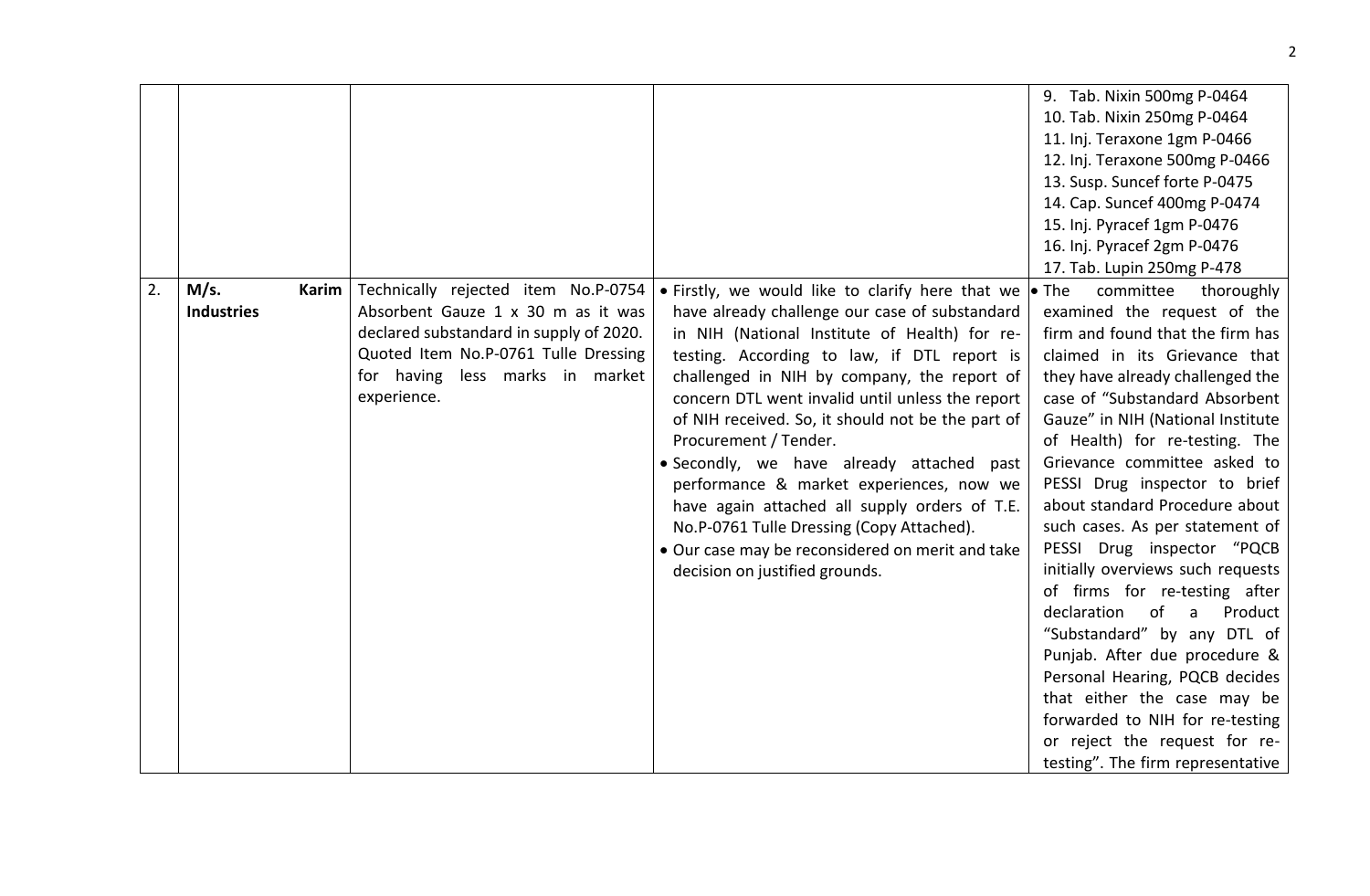| | | | | |
|---|---|---|---|---|
| | | | | 9. Tab. Nixin 500mg P-0464<br>10. Tab. Nixin 250mg P-0464<br>11. Inj. Teraxone 1gm P-0466<br>12. Inj. Teraxone 500mg P-0466<br>13. Susp. Suncef forte P-0475<br>14. Cap. Suncef 400mg P-0474<br>15. Inj. Pyracef 1gm P-0476<br>16. Inj. Pyracef 2gm P-0476<br>17. Tab. Lupin 250mg P-478 |
| 2. | **M/s. Karim Industries** | Technically rejected item No.P-0754 Absorbent Gauze 1 x 30 m as it was declared substandard in supply of 2020. Quoted Item No.P-0761 Tulle Dressing for having less marks in market experience. | • Firstly, we would like to clarify here that we have already challenge our case of substandard in NIH (National Institute of Health) for re-testing. According to law, if DTL report is challenged in NIH by company, the report of concern DTL went invalid until unless the report of NIH received. So, it should not be the part of Procurement / Tender.<br>• Secondly, we have already attached past performance & market experiences, now we have again attached all supply orders of T.E. No.P-0761 Tulle Dressing (Copy Attached).<br>• Our case may be reconsidered on merit and take decision on justified grounds. | • The committee thoroughly examined the request of the firm and found that the firm has claimed in its Grievance that they have already challenged the case of "Substandard Absorbent Gauze" in NIH (National Institute of Health) for re-testing. The Grievance committee asked to PESSI Drug inspector to brief about standard Procedure about such cases. As per statement of PESSI Drug inspector "PQCB initially overviews such requests of firms for re-testing after declaration of a Product "Substandard" by any DTL of Punjab. After due procedure & Personal Hearing, PQCB decides that either the case may be forwarded to NIH for re-testing or reject the request for re-testing". The firm representative |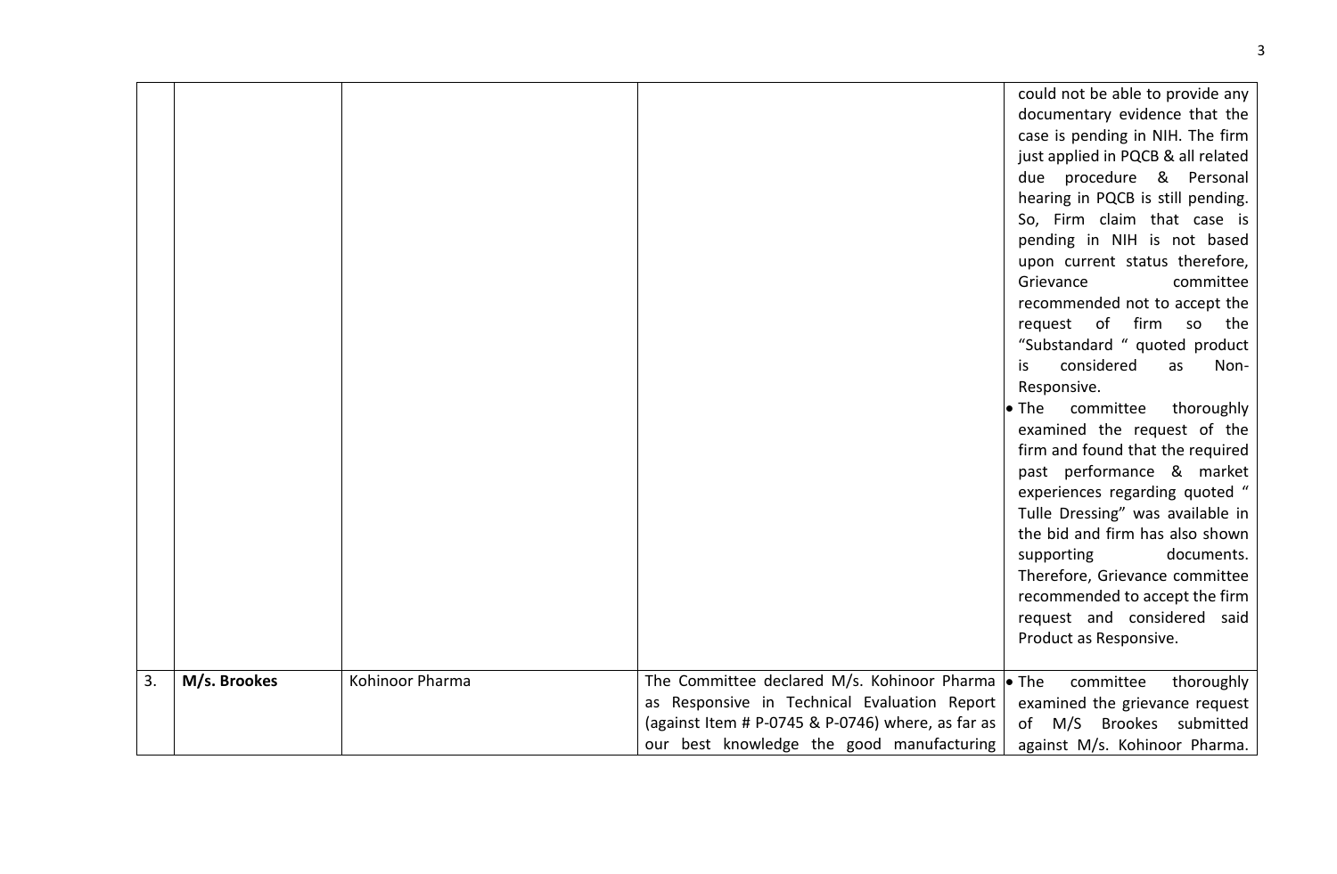|  |  |  |  |  |
|---|---|---|---|---|
|  |  |  |  | could not be able to provide any documentary evidence that the case is pending in NIH. The firm just applied in PQCB & all related due procedure & Personal hearing in PQCB is still pending. So, Firm claim that case is pending in NIH is not based upon current status therefore, Grievance committee recommended not to accept the request of firm so the "Substandard " quoted product is considered as Non-Responsive.<br>• The committee thoroughly examined the request of the firm and found that the required past performance & market experiences regarding quoted " Tulle Dressing" was available in the bid and firm has also shown supporting documents. Therefore, Grievance committee recommended to accept the firm request and considered said Product as Responsive. |
| 3. | **M/s. Brookes** | Kohinoor Pharma | The Committee declared M/s. Kohinoor Pharma as Responsive in Technical Evaluation Report (against Item # P-0745 & P-0746) where, as far as our best knowledge the good manufacturing | • The committee thoroughly examined the grievance request of M/S Brookes submitted against M/s. Kohinoor Pharma. |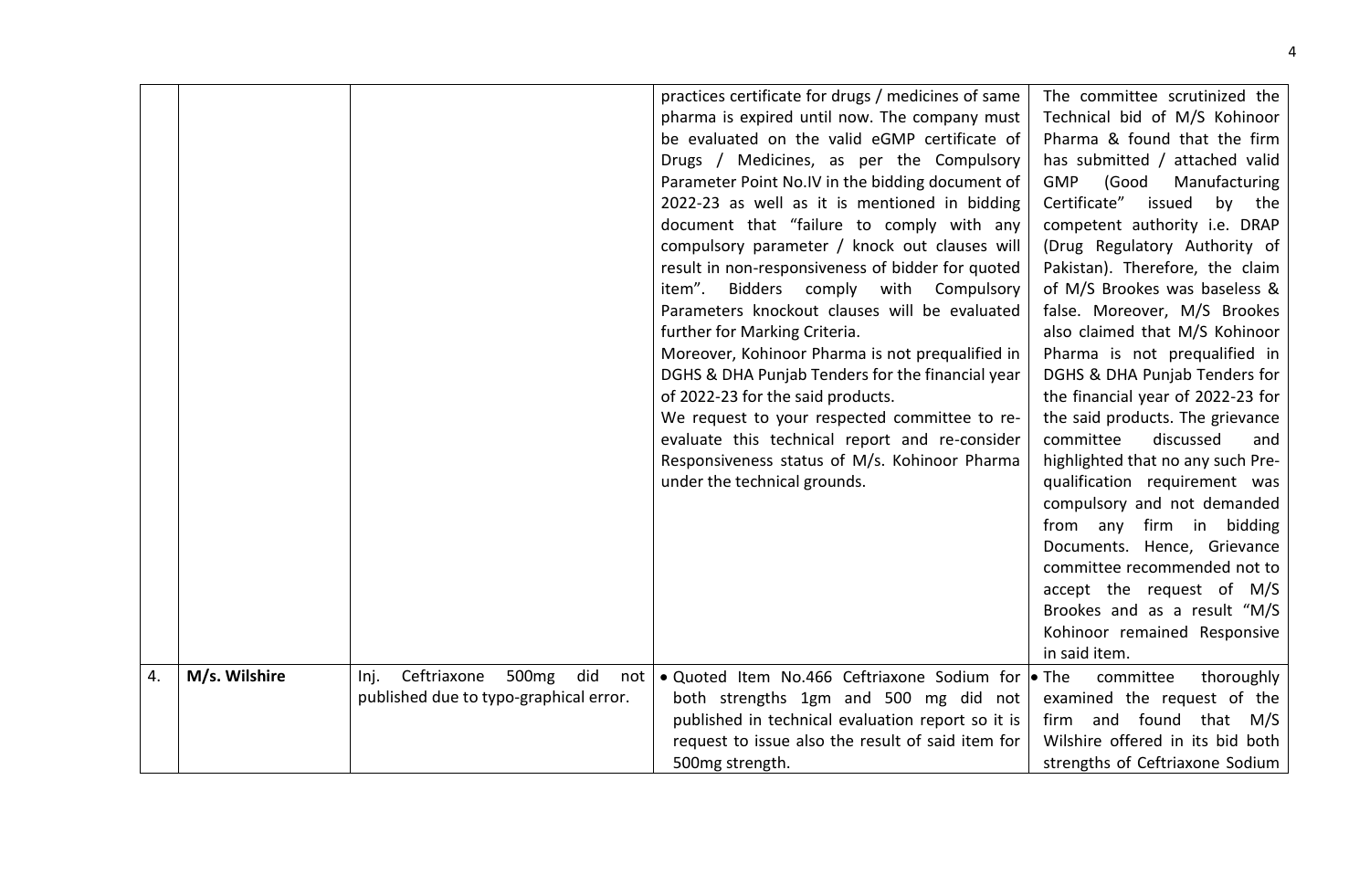| | | | | |
|---|---|---|---|---|
| | | | practices certificate for drugs / medicines of same pharma is expired until now. The company must be evaluated on the valid eGMP certificate of Drugs / Medicines, as per the Compulsory Parameter Point No.IV in the bidding document of 2022-23 as well as it is mentioned in bidding document that "failure to comply with any compulsory parameter / knock out clauses will result in non-responsiveness of bidder for quoted item". Bidders comply with Compulsory Parameters knockout clauses will be evaluated further for Marking Criteria.<br>Moreover, Kohinoor Pharma is not prequalified in DGHS & DHA Punjab Tenders for the financial year of 2022-23 for the said products.<br>We request to your respected committee to re-evaluate this technical report and re-consider Responsiveness status of M/s. Kohinoor Pharma under the technical grounds. | The committee scrutinized the Technical bid of M/S Kohinoor Pharma & found that the firm has submitted / attached valid GMP (Good Manufacturing Certificate" issued by the competent authority i.e. DRAP (Drug Regulatory Authority of Pakistan). Therefore, the claim of M/S Brookes was baseless & false. Moreover, M/S Brookes also claimed that M/S Kohinoor Pharma is not prequalified in DGHS & DHA Punjab Tenders for the financial year of 2022-23 for the said products. The grievance committee discussed and highlighted that no any such Pre-qualification requirement was compulsory and not demanded from any firm in bidding Documents. Hence, Grievance committee recommended not to accept the request of M/S Brookes and as a result "M/S Kohinoor remained Responsive in said item. |
| 4. | **M/s. Wilshire** | Inj. Ceftriaxone 500mg did not published due to typo-graphical error. | • Quoted Item No.466 Ceftriaxone Sodium for both strengths 1gm and 500 mg did not published in technical evaluation report so it is request to issue also the result of said item for 500mg strength. | • The committee thoroughly examined the request of the firm and found that M/S Wilshire offered in its bid both strengths of Ceftriaxone Sodium |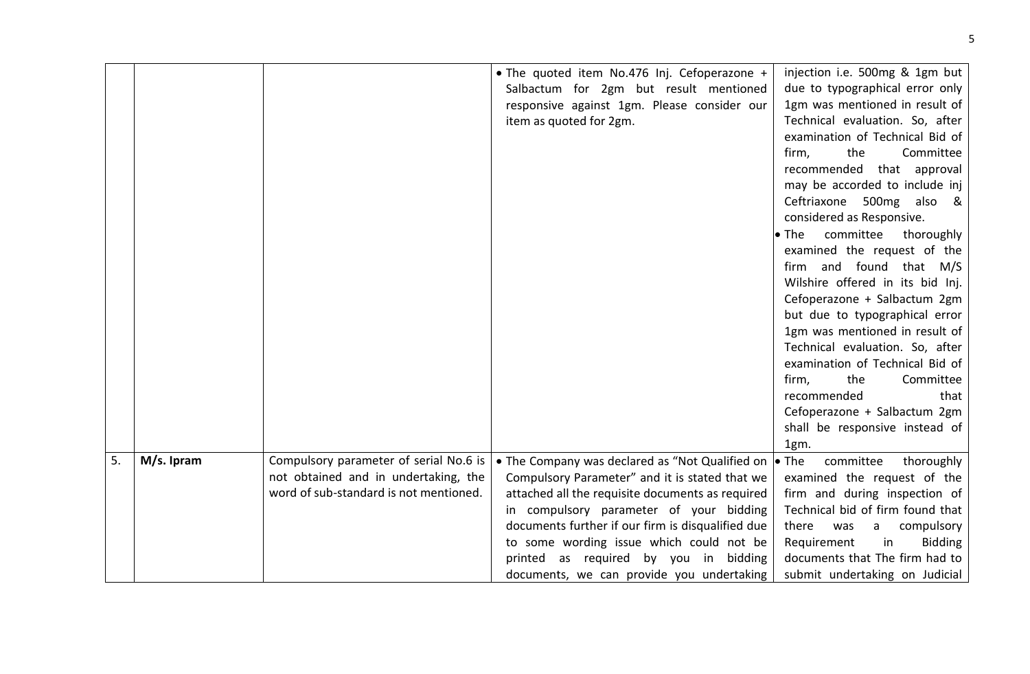| | | | | |
|---|---|---|---|---|
| | | | • The quoted item No.476 Inj. Cefoperazone + Salbactum for 2gm but result mentioned responsive against 1gm. Please consider our item as quoted for 2gm. | injection i.e. 500mg & 1gm but due to typographical error only 1gm was mentioned in result of Technical evaluation. So, after examination of Technical Bid of firm, the Committee recommended that approval may be accorded to include inj Ceftriaxone 500mg also & considered as Responsive.<br>• The committee thoroughly examined the request of the firm and found that M/S Wilshire offered in its bid Inj. Cefoperazone + Salbactum 2gm but due to typographical error 1gm was mentioned in result of Technical evaluation. So, after examination of Technical Bid of firm, the Committee recommended that Cefoperazone + Salbactum 2gm shall be responsive instead of 1gm. |
| 5. | **M/s. Ipram** | Compulsory parameter of serial No.6 is not obtained and in undertaking, the word of sub-standard is not mentioned. | • The Company was declared as "Not Qualified on Compulsory Parameter" and it is stated that we attached all the requisite documents as required in compulsory parameter of your bidding documents further if our firm is disqualified due to some wording issue which could not be printed as required by you in bidding documents, we can provide you undertaking | • The committee thoroughly examined the request of the firm and during inspection of Technical bid of firm found that there was a compulsory Requirement in Bidding documents that The firm had to submit undertaking on Judicial |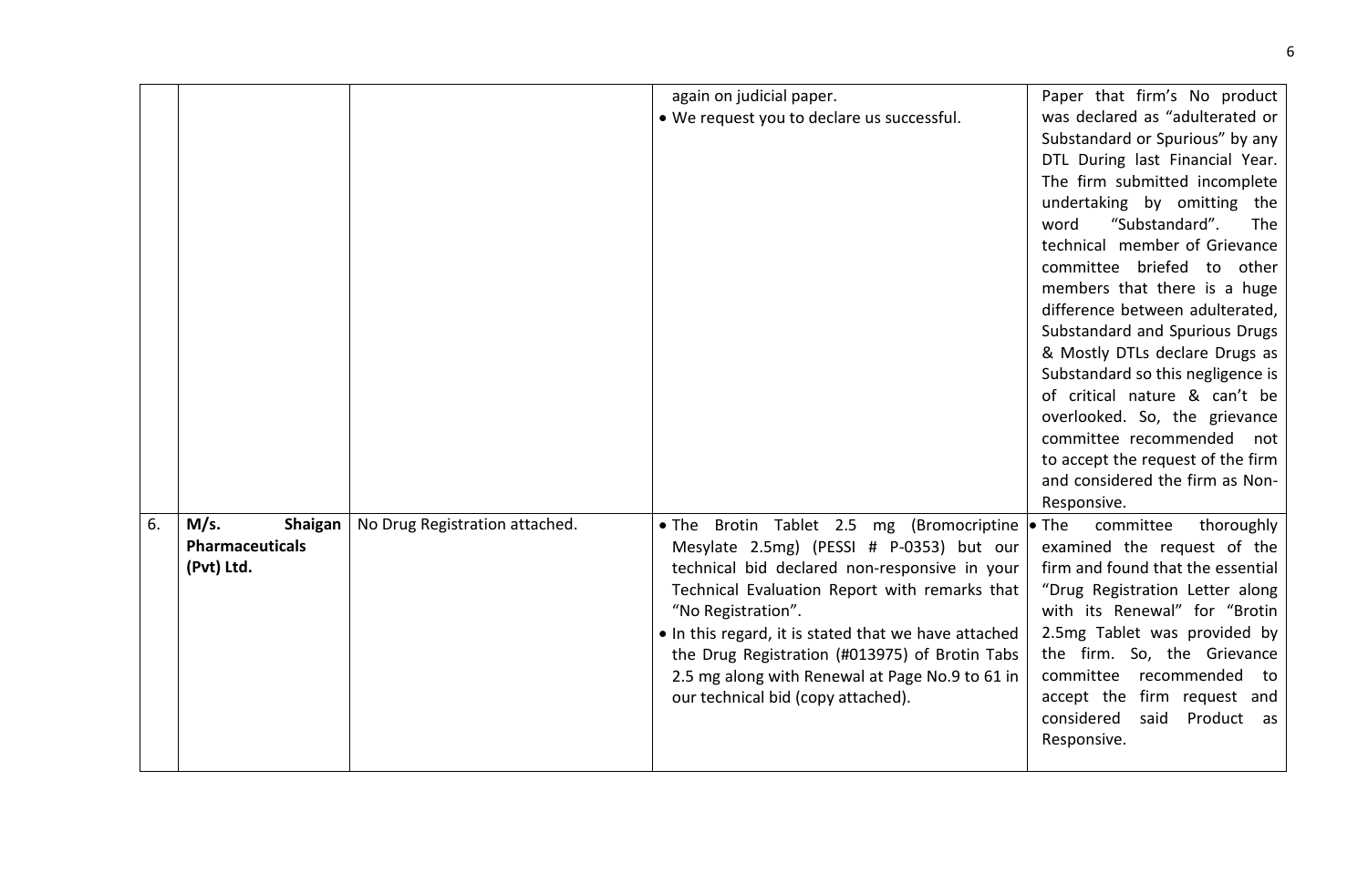|  |  |  |  |  |
|---|---|---|---|---|
|  |  |  | again on judicial paper.<br>• We request you to declare us successful. | Paper that firm's No product was declared as "adulterated or Substandard or Spurious" by any DTL During last Financial Year. The firm submitted incomplete undertaking by omitting the word "Substandard". The technical member of Grievance committee briefed to other members that there is a huge difference between adulterated, Substandard and Spurious Drugs & Mostly DTLs declare Drugs as Substandard so this negligence is of critical nature & can't be overlooked. So, the grievance committee recommended not to accept the request of the firm and considered the firm as Non-Responsive. |
| 6. | **M/s. Shaigan Pharmaceuticals (Pvt) Ltd.** | No Drug Registration attached. | • The Brotin Tablet 2.5 mg (Bromocriptine Mesylate 2.5mg) (PESSI # P-0353) but our technical bid declared non-responsive in your Technical Evaluation Report with remarks that "No Registration".<br>• In this regard, it is stated that we have attached the Drug Registration (#013975) of Brotin Tabs 2.5 mg along with Renewal at Page No.9 to 61 in our technical bid (copy attached). | • The committee thoroughly examined the request of the firm and found that the essential "Drug Registration Letter along with its Renewal" for "Brotin 2.5mg Tablet was provided by the firm. So, the Grievance committee recommended to accept the firm request and considered said Product as Responsive. |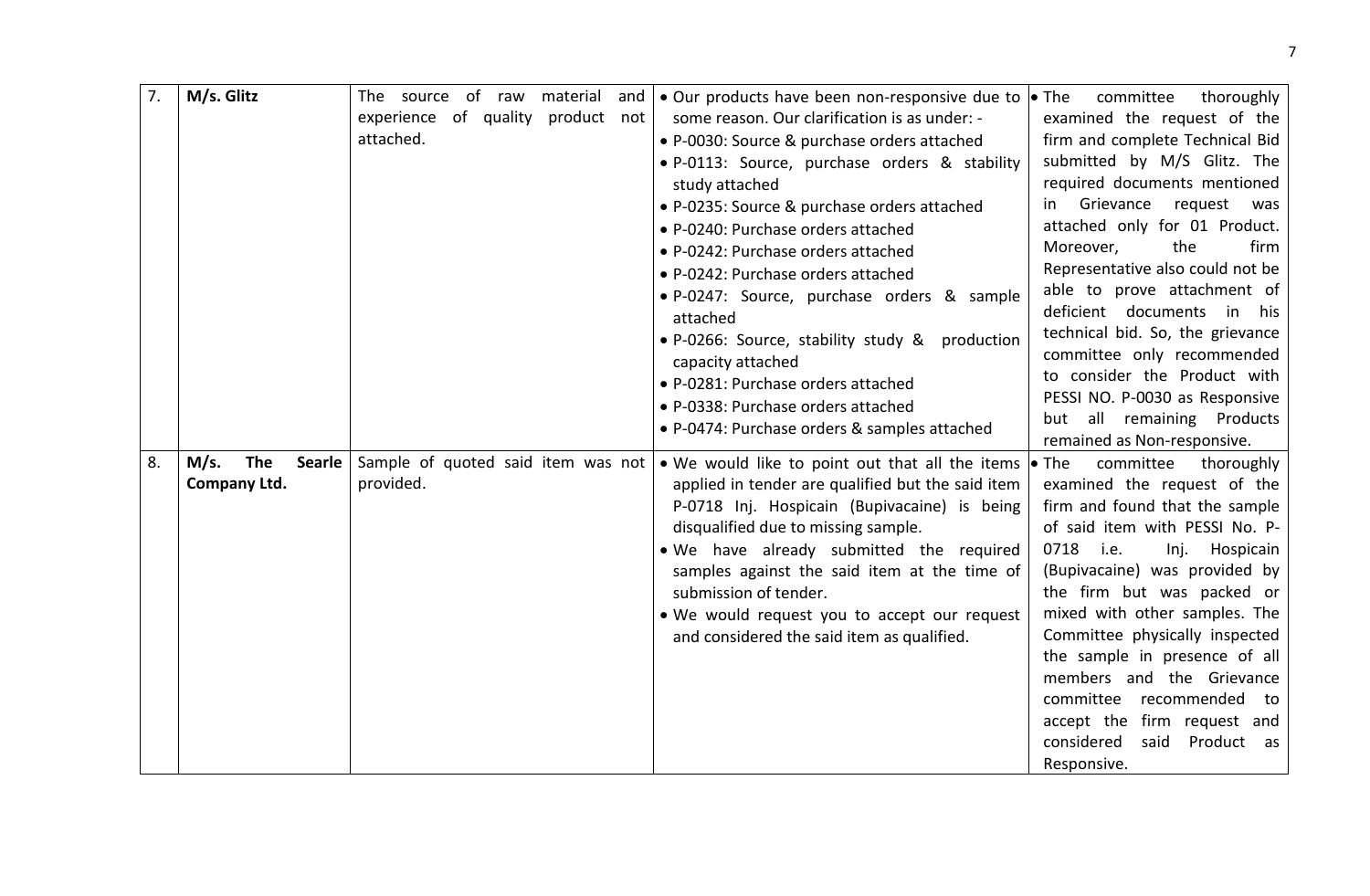| 7. | **M/s. Glitz** | The source of raw material and experience of quality product not attached. | • Our products have been non-responsive due to some reason. Our clarification is as under: -<br>• P-0030: Source & purchase orders attached<br>• P-0113: Source, purchase orders & stability study attached<br>• P-0235: Source & purchase orders attached<br>• P-0240: Purchase orders attached<br>• P-0242: Purchase orders attached<br>• P-0242: Purchase orders attached<br>• P-0247: Source, purchase orders & sample attached<br>• P-0266: Source, stability study & production capacity attached<br>• P-0281: Purchase orders attached<br>• P-0338: Purchase orders attached<br>• P-0474: Purchase orders & samples attached | • The committee thoroughly examined the request of the firm and complete Technical Bid submitted by M/S Glitz. The required documents mentioned in Grievance request was attached only for 01 Product. Moreover, the firm Representative also could not be able to prove attachment of deficient documents in his technical bid. So, the grievance committee only recommended to consider the Product with PESSI NO. P-0030 as Responsive but all remaining Products remained as Non-responsive. |
|---|---|---|---|---|
| 8. | **M/s. The Searle Company Ltd.** | Sample of quoted said item was not provided. | • We would like to point out that all the items applied in tender are qualified but the said item P-0718 Inj. Hospicain (Bupivacaine) is being disqualified due to missing sample.<br>• We have already submitted the required samples against the said item at the time of submission of tender.<br>• We would request you to accept our request and considered the said item as qualified. | • The committee thoroughly examined the request of the firm and found that the sample of said item with PESSI No. P-0718 i.e. Inj. Hospicain (Bupivacaine) was provided by the firm but was packed or mixed with other samples. The Committee physically inspected the sample in presence of all members and the Grievance committee recommended to accept the firm request and considered said Product as Responsive. |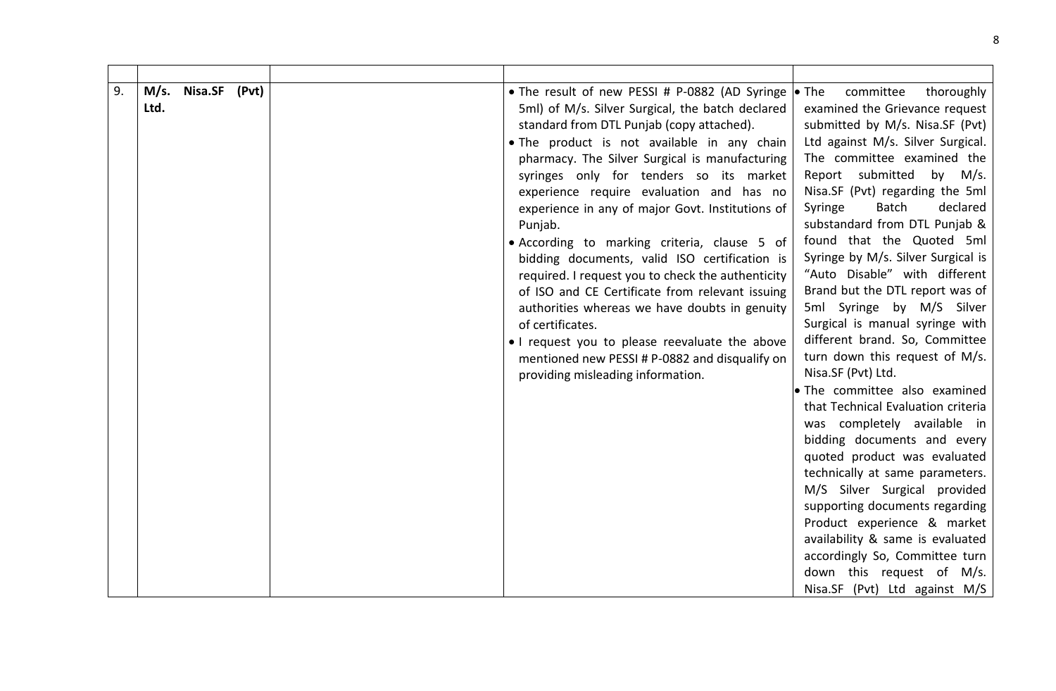| | | | | |
|---|---|---|---|---|
| 9. | **M/s. Nisa.SF (Pvt) Ltd.** | | • The result of new PESSI # P-0882 (AD Syringe 5ml) of M/s. Silver Surgical, the batch declared standard from DTL Punjab (copy attached).<br>• The product is not available in any chain pharmacy. The Silver Surgical is manufacturing syringes only for tenders so its market experience require evaluation and has no experience in any of major Govt. Institutions of Punjab.<br>• According to marking criteria, clause 5 of bidding documents, valid ISO certification is required. I request you to check the authenticity of ISO and CE Certificate from relevant issuing authorities whereas we have doubts in genuity of certificates.<br>• I request you to please reevaluate the above mentioned new PESSI # P-0882 and disqualify on providing misleading information. | • The committee thoroughly examined the Grievance request submitted by M/s. Nisa.SF (Pvt) Ltd against M/s. Silver Surgical. The committee examined the Report submitted by M/s. Nisa.SF (Pvt) regarding the 5ml Syringe Batch declared substandard from DTL Punjab & found that the Quoted 5ml Syringe by M/s. Silver Surgical is "Auto Disable" with different Brand but the DTL report was of 5ml Syringe by M/S Silver Surgical is manual syringe with different brand. So, Committee turn down this request of M/s. Nisa.SF (Pvt) Ltd.<br>• The committee also examined that Technical Evaluation criteria was completely available in bidding documents and every quoted product was evaluated technically at same parameters. M/S Silver Surgical provided supporting documents regarding Product experience & market availability & same is evaluated accordingly So, Committee turn down this request of M/s. Nisa.SF (Pvt) Ltd against M/S |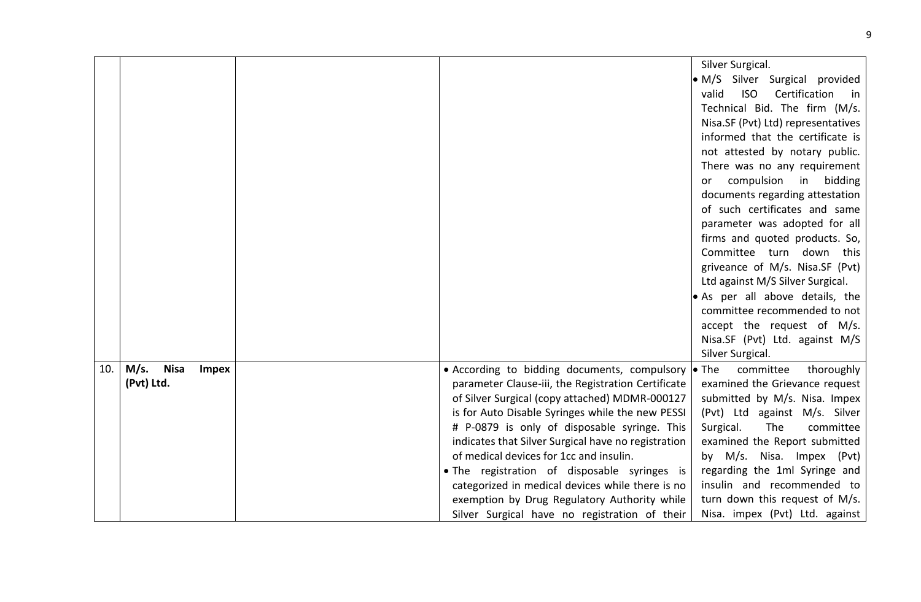| | | | | |
|---|---|---|---|---|
| | | | | Silver Surgical.<br>• M/S Silver Surgical provided valid ISO Certification in Technical Bid. The firm (M/s. Nisa.SF (Pvt) Ltd) representatives informed that the certificate is not attested by notary public. There was no any requirement or compulsion in bidding documents regarding attestation of such certificates and same parameter was adopted for all firms and quoted products. So, Committee turn down this griveance of M/s. Nisa.SF (Pvt) Ltd against M/S Silver Surgical.<br>• As per all above details, the committee recommended to not accept the request of M/s. Nisa.SF (Pvt) Ltd. against M/S Silver Surgical. |
| 10. | **M/s. Nisa Impex (Pvt) Ltd.** | | • According to bidding documents, compulsory parameter Clause-iii, the Registration Certificate of Silver Surgical (copy attached) MDMR-000127 is for Auto Disable Syringes while the new PESSI # P-0879 is only of disposable syringe. This indicates that Silver Surgical have no registration of medical devices for 1cc and insulin.<br>• The registration of disposable syringes is categorized in medical devices while there is no exemption by Drug Regulatory Authority while Silver Surgical have no registration of their | • The committee thoroughly examined the Grievance request submitted by M/s. Nisa. Impex (Pvt) Ltd against M/s. Silver Surgical. The committee examined the Report submitted by M/s. Nisa. Impex (Pvt) regarding the 1ml Syringe and insulin and recommended to turn down this request of M/s. Nisa. impex (Pvt) Ltd. against |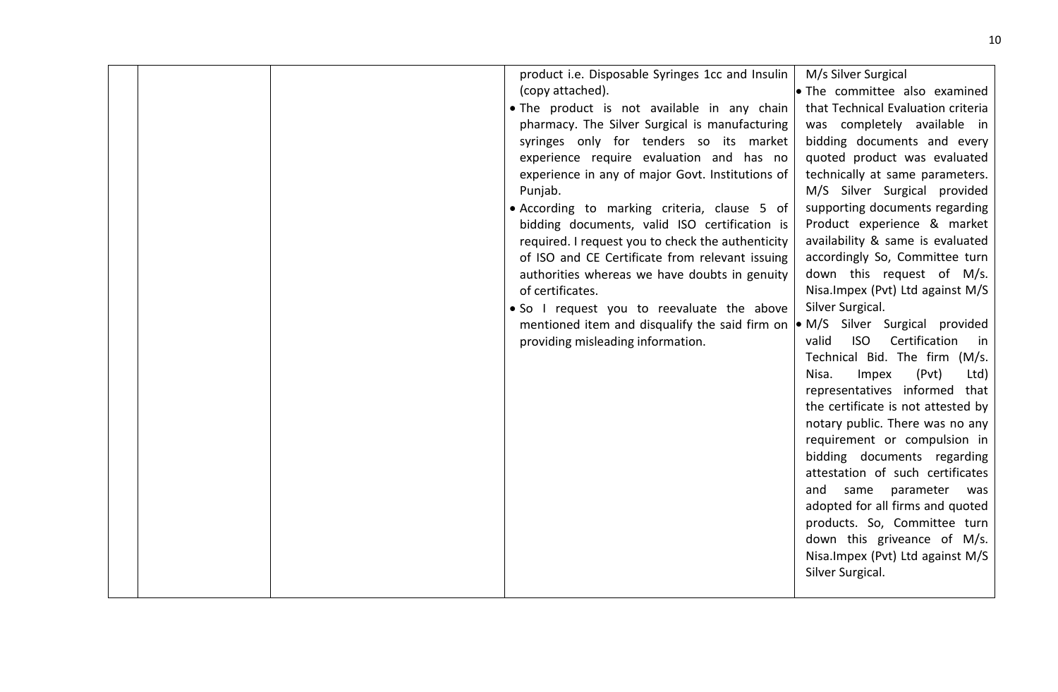| | | | | |
|---|---|---|---|---|
| | | | product i.e. Disposable Syringes 1cc and Insulin (copy attached).<br>• The product is not available in any chain pharmacy. The Silver Surgical is manufacturing syringes only for tenders so its market experience require evaluation and has no experience in any of major Govt. Institutions of Punjab.<br>• According to marking criteria, clause 5 of bidding documents, valid ISO certification is required. I request you to check the authenticity of ISO and CE Certificate from relevant issuing authorities whereas we have doubts in genuity of certificates.<br>• So I request you to reevaluate the above mentioned item and disqualify the said firm on providing misleading information. | M/s Silver Surgical<br>• The committee also examined that Technical Evaluation criteria was completely available in bidding documents and every quoted product was evaluated technically at same parameters. M/S Silver Surgical provided supporting documents regarding Product experience & market availability & same is evaluated accordingly So, Committee turn down this request of M/s. Nisa.Impex (Pvt) Ltd against M/S Silver Surgical.<br>• M/S Silver Surgical provided valid ISO Certification in Technical Bid. The firm (M/s. Nisa. Impex (Pvt) Ltd) representatives informed that the certificate is not attested by notary public. There was no any requirement or compulsion in bidding documents regarding attestation of such certificates and same parameter was adopted for all firms and quoted products. So, Committee turn down this griveance of M/s. Nisa.Impex (Pvt) Ltd against M/S Silver Surgical. |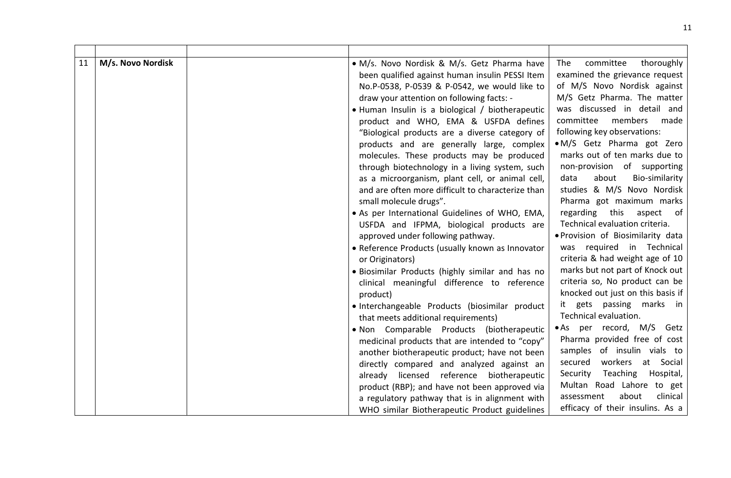| | | | | |
|---|---|---|---|---|
| 11 | **M/s. Novo Nordisk** | | • M/s. Novo Nordisk & M/s. Getz Pharma have been qualified against human insulin PESSI Item No.P-0538, P-0539 & P-0542, we would like to draw your attention on following facts: -<br>• Human Insulin is a biological / biotherapeutic product and WHO, EMA & USFDA defines "Biological products are a diverse category of products and are generally large, complex molecules. These products may be produced through biotechnology in a living system, such as a microorganism, plant cell, or animal cell, and are often more difficult to characterize than small molecule drugs".<br>• As per International Guidelines of WHO, EMA, USFDA and IFPMA, biological products are approved under following pathway.<br>• Reference Products (usually known as Innovator or Originators)<br>• Biosimilar Products (highly similar and has no clinical meaningful difference to reference product)<br>• Interchangeable Products (biosimilar product that meets additional requirements)<br>• Non Comparable Products (biotherapeutic medicinal products that are intended to "copy" another biotherapeutic product; have not been directly compared and analyzed against an already licensed reference biotherapeutic product (RBP); and have not been approved via a regulatory pathway that is in alignment with WHO similar Biotherapeutic Product guidelines | The committee thoroughly examined the grievance request of M/S Novo Nordisk against M/S Getz Pharma. The matter was discussed in detail and committee members made following key observations:<br>• M/S Getz Pharma got Zero marks out of ten marks due to non-provision of supporting data about Bio-similarity studies & M/S Novo Nordisk Pharma got maximum marks regarding this aspect of Technical evaluation criteria.<br>• Provision of Biosimilarity data was required in Technical criteria & had weight age of 10 marks but not part of Knock out criteria so, No product can be knocked out just on this basis if it gets passing marks in Technical evaluation.<br>• As per record, M/S Getz Pharma provided free of cost samples of insulin vials to secured workers at Social Security Teaching Hospital, Multan Road Lahore to get assessment about clinical efficacy of their insulins. As a |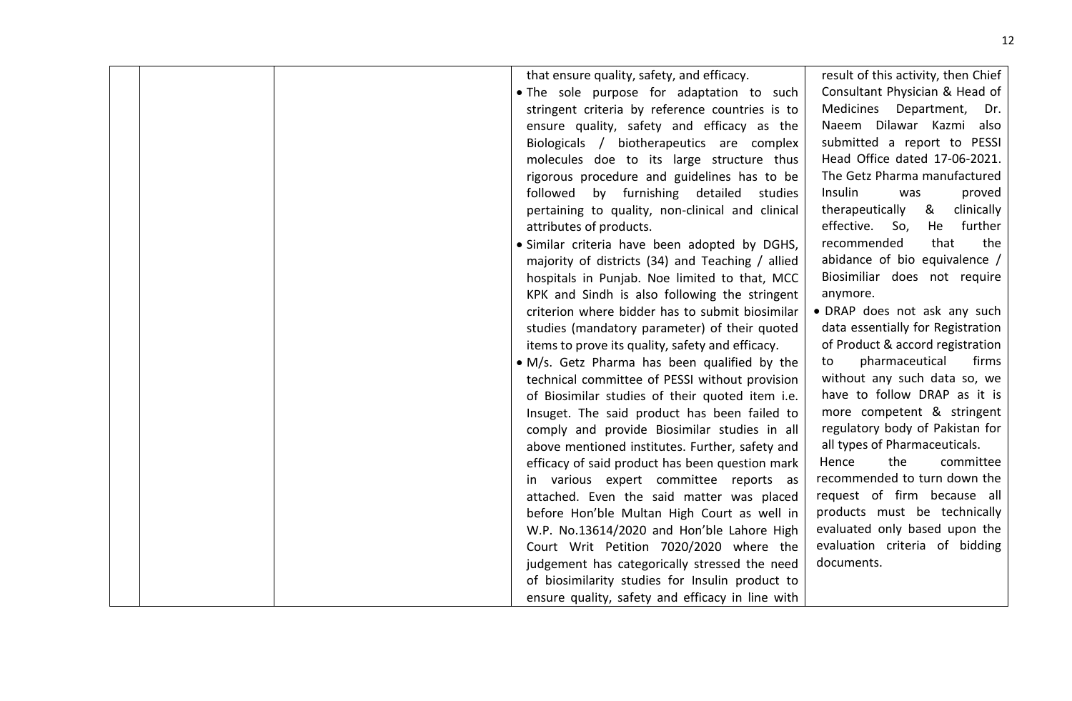| | | | | |
|---|---|---|---|---|
| | | | that ensure quality, safety, and efficacy.<br>• The sole purpose for adaptation to such stringent criteria by reference countries is to ensure quality, safety and efficacy as the Biologicals / biotherapeutics are complex molecules doe to its large structure thus rigorous procedure and guidelines has to be followed by furnishing detailed studies pertaining to quality, non-clinical and clinical attributes of products.<br>• Similar criteria have been adopted by DGHS, majority of districts (34) and Teaching / allied hospitals in Punjab. Noe limited to that, MCC KPK and Sindh is also following the stringent criterion where bidder has to submit biosimilar studies (mandatory parameter) of their quoted items to prove its quality, safety and efficacy.<br>• M/s. Getz Pharma has been qualified by the technical committee of PESSI without provision of Biosimilar studies of their quoted item i.e. Insuget. The said product has been failed to comply and provide Biosimilar studies in all above mentioned institutes. Further, safety and efficacy of said product has been question mark in various expert committee reports as attached. Even the said matter was placed before Hon'ble Multan High Court as well in W.P. No.13614/2020 and Hon'ble Lahore High Court Writ Petition 7020/2020 where the judgement has categorically stressed the need of biosimilarity studies for Insulin product to ensure quality, safety and efficacy in line with | result of this activity, then Chief Consultant Physician & Head of Medicines Department, Dr. Naeem Dilawar Kazmi also submitted a report to PESSI Head Office dated 17-06-2021. The Getz Pharma manufactured Insulin was proved therapeutically & clinically effective. So, He further recommended that the abidance of bio equivalence / Biosimiliar does not require anymore.<br>• DRAP does not ask any such data essentially for Registration of Product & accord registration to pharmaceutical firms without any such data so, we have to follow DRAP as it is more competent & stringent regulatory body of Pakistan for all types of Pharmaceuticals.<br>Hence the committee recommended to turn down the request of firm because all products must be technically evaluated only based upon the evaluation criteria of bidding documents. |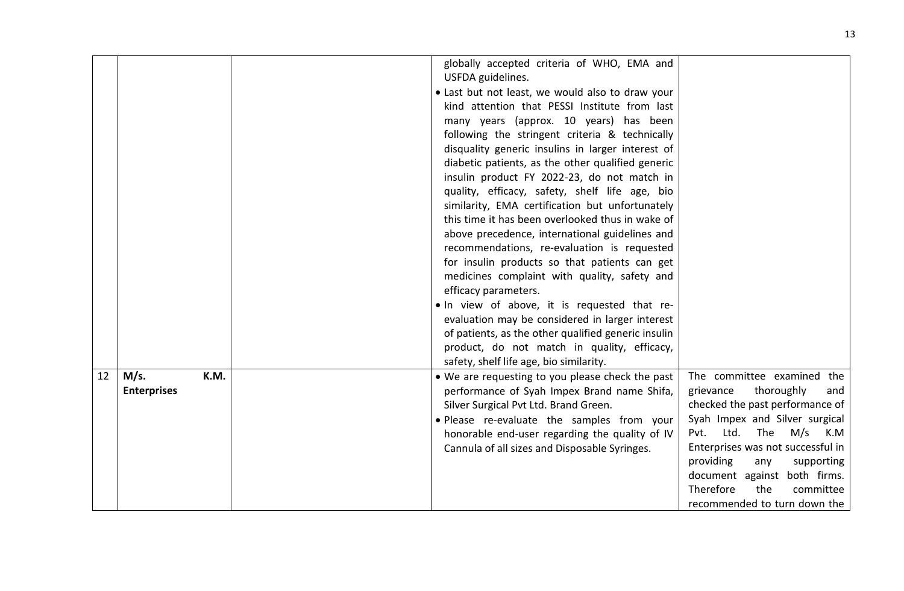| | | | | |
|---|---|---|---|---|
| | | | globally accepted criteria of WHO, EMA and USFDA guidelines.<br>• Last but not least, we would also to draw your kind attention that PESSI Institute from last many years (approx. 10 years) has been following the stringent criteria & technically disquality generic insulins in larger interest of diabetic patients, as the other qualified generic insulin product FY 2022-23, do not match in quality, efficacy, safety, shelf life age, bio similarity, EMA certification but unfortunately this time it has been overlooked thus in wake of above precedence, international guidelines and recommendations, re-evaluation is requested for insulin products so that patients can get medicines complaint with quality, safety and efficacy parameters.<br>• In view of above, it is requested that re-evaluation may be considered in larger interest of patients, as the other qualified generic insulin product, do not match in quality, efficacy, safety, shelf life age, bio similarity. | |
| 12 | **M/s. K.M. Enterprises** | | • We are requesting to you please check the past performance of Syah Impex Brand name Shifa, Silver Surgical Pvt Ltd. Brand Green.<br>• Please re-evaluate the samples from your honorable end-user regarding the quality of IV Cannula of all sizes and Disposable Syringes. | The committee examined the grievance thoroughly and checked the past performance of Syah Impex and Silver surgical Pvt. Ltd. The M/s K.M Enterprises was not successful in providing any supporting document against both firms. Therefore the committee recommended to turn down the |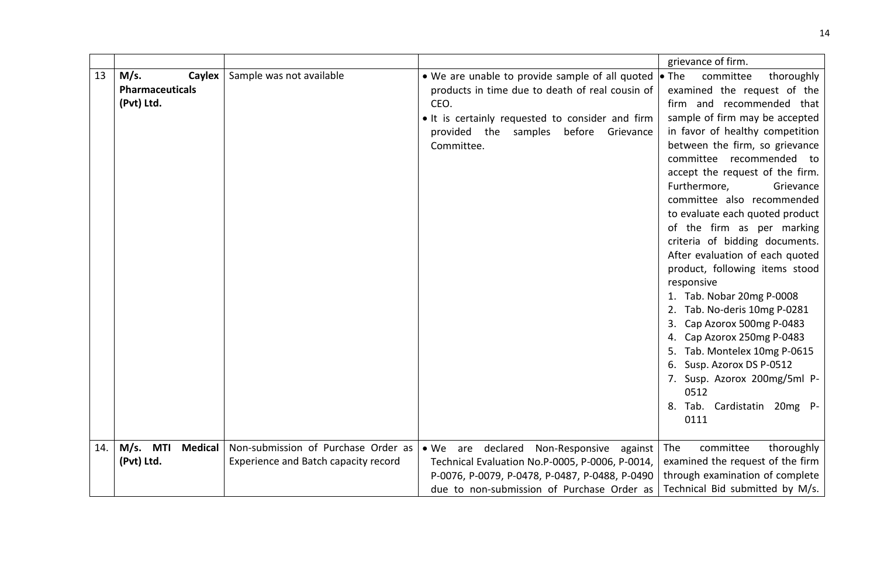| | | | | |
|---|---|---|---|---|
| | | | | grievance of firm. |
| 13 | **M/s. Caylex Pharmaceuticals (Pvt) Ltd.** | Sample was not available | • We are unable to provide sample of all quoted products in time due to death of real cousin of CEO.<br>• It is certainly requested to consider and firm provided the samples before Grievance Committee. | • The committee thoroughly examined the request of the firm and recommended that sample of firm may be accepted in favor of healthy competition between the firm, so grievance committee recommended to accept the request of the firm. Furthermore, Grievance committee also recommended to evaluate each quoted product of the firm as per marking criteria of bidding documents. After evaluation of each quoted product, following items stood responsive<br>1. Tab. Nobar 20mg P-0008<br>2. Tab. No-deris 10mg P-0281<br>3. Cap Azorox 500mg P-0483<br>4. Cap Azorox 250mg P-0483<br>5. Tab. Montelex 10mg P-0615<br>6. Susp. Azorox DS P-0512<br>7. Susp. Azorox 200mg/5ml P-0512<br>8. Tab. Cardistatin 20mg P-0111 |
| 14. | **M/s. MTI Medical (Pvt) Ltd.** | Non-submission of Purchase Order as Experience and Batch capacity record | • We are declared Non-Responsive against Technical Evaluation No.P-0005, P-0006, P-0014, P-0076, P-0079, P-0478, P-0487, P-0488, P-0490 due to non-submission of Purchase Order as | The committee thoroughly examined the request of the firm through examination of complete Technical Bid submitted by M/s. |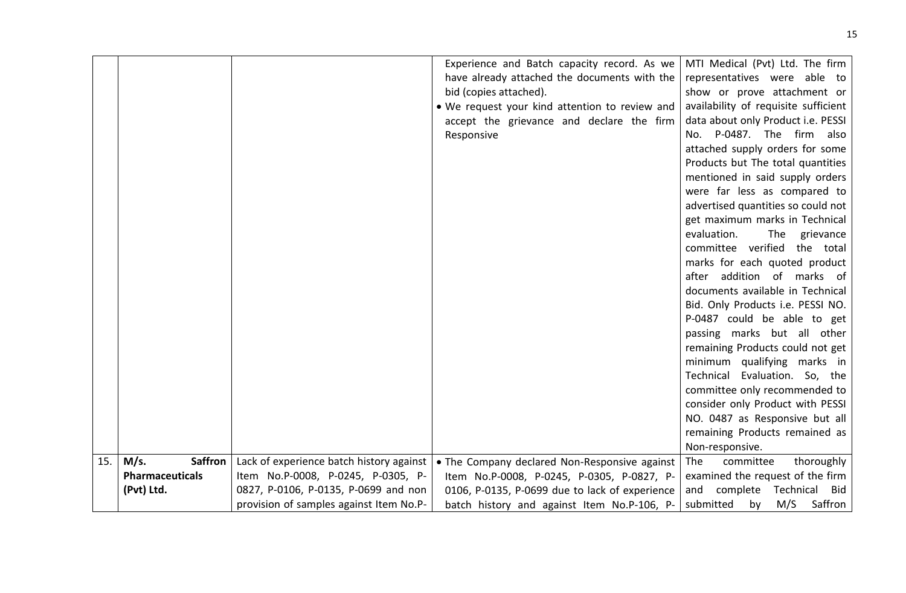| | | | | |
|---|---|---|---|---|
| | | | Experience and Batch capacity record. As we have already attached the documents with the bid (copies attached).<br>• We request your kind attention to review and accept the grievance and declare the firm Responsive | MTI Medical (Pvt) Ltd. The firm representatives were able to show or prove attachment or availability of requisite sufficient data about only Product i.e. PESSI No. P-0487. The firm also attached supply orders for some Products but The total quantities mentioned in said supply orders were far less as compared to advertised quantities so could not get maximum marks in Technical evaluation. The grievance committee verified the total marks for each quoted product after addition of marks of documents available in Technical Bid. Only Products i.e. PESSI NO. P-0487 could be able to get passing marks but all other remaining Products could not get minimum qualifying marks in Technical Evaluation. So, the committee only recommended to consider only Product with PESSI NO. 0487 as Responsive but all remaining Products remained as Non-responsive. |
| 15. | **M/s. Saffron Pharmaceuticals (Pvt) Ltd.** | Lack of experience batch history against Item No.P-0008, P-0245, P-0305, P-0827, P-0106, P-0135, P-0699 and non provision of samples against Item No.P- | • The Company declared Non-Responsive against Item No.P-0008, P-0245, P-0305, P-0827, P-0106, P-0135, P-0699 due to lack of experience batch history and against Item No.P-106, P- | The committee thoroughly examined the request of the firm and complete Technical Bid submitted by M/S Saffron |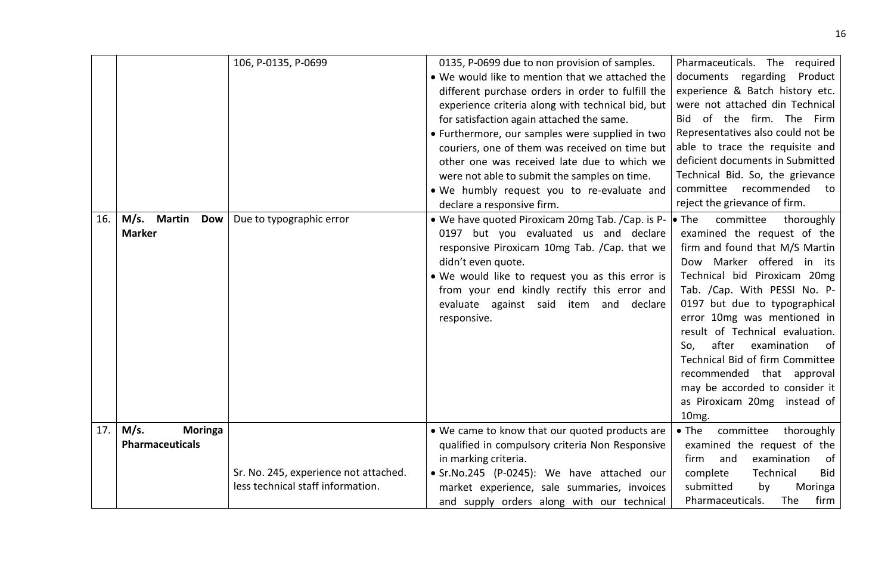| | | 106, P-0135, P-0699 | 0135, P-0699 due to non provision of samples.<br>• We would like to mention that we attached the different purchase orders in order to fulfill the experience criteria along with technical bid, but for satisfaction again attached the same.<br>• Furthermore, our samples were supplied in two couriers, one of them was received on time but other one was received late due to which we were not able to submit the samples on time.<br>• We humbly request you to re-evaluate and declare a responsive firm. | Pharmaceuticals. The required documents regarding Product experience & Batch history etc. were not attached din Technical Bid of the firm. The Firm Representatives also could not be able to trace the requisite and deficient documents in Submitted Technical Bid. So, the grievance committee recommended to reject the grievance of firm. |
|---|---|---|---|---|
| 16. | **M/s. Martin Dow Marker** | Due to typographic error | • We have quoted Piroxicam 20mg Tab. /Cap. is P-0197 but you evaluated us and declare responsive Piroxicam 10mg Tab. /Cap. that we didn't even quote.<br>• We would like to request you as this error is from your end kindly rectify this error and evaluate against said item and declare responsive. | • The committee thoroughly examined the request of the firm and found that M/S Martin Dow Marker offered in its Technical bid Piroxicam 20mg Tab. /Cap. With PESSI No. P-0197 but due to typographical error 10mg was mentioned in result of Technical evaluation. So, after examination of Technical Bid of firm Committee recommended that approval may be accorded to consider it as Piroxicam 20mg instead of 10mg. |
| 17. | **M/s. Moringa Pharmaceuticals** | Sr. No. 245, experience not attached. less technical staff information. | • We came to know that our quoted products are qualified in compulsory criteria Non Responsive in marking criteria.<br>• Sr.No.245 (P-0245): We have attached our market experience, sale summaries, invoices and supply orders along with our technical | • The committee thoroughly examined the request of the firm and examination of complete Technical Bid submitted by Moringa Pharmaceuticals. The firm |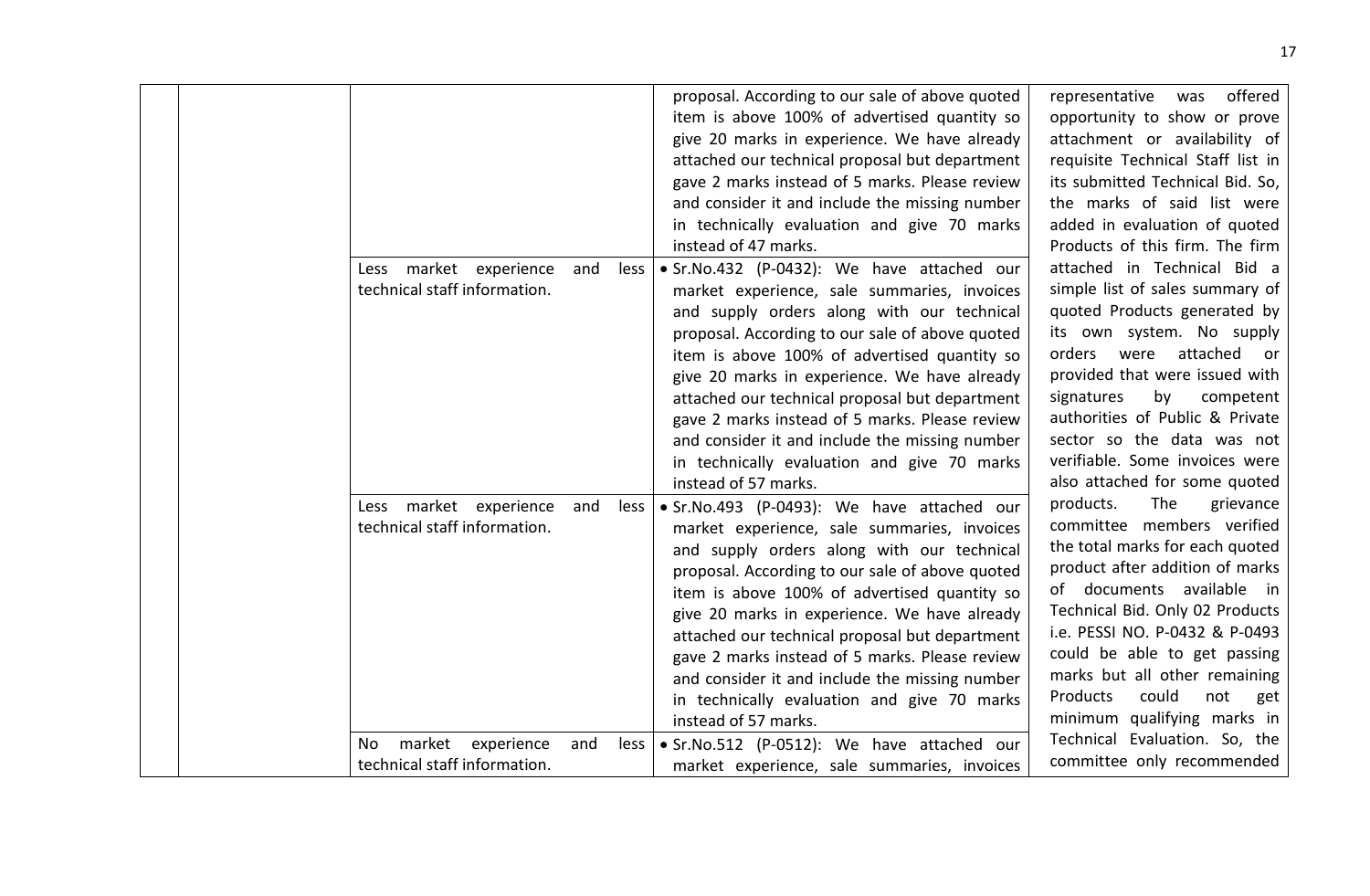| | | | | |
|---|---|---|---|---|
| | | | proposal. According to our sale of above quoted item is above 100% of advertised quantity so give 20 marks in experience. We have already attached our technical proposal but department gave 2 marks instead of 5 marks. Please review and consider it and include the missing number in technically evaluation and give 70 marks instead of 47 marks. | representative was offered opportunity to show or prove attachment or availability of requisite Technical Staff list in its submitted Technical Bid. So, the marks of said list were added in evaluation of quoted Products of this firm. The firm attached in Technical Bid a simple list of sales summary of quoted Products generated by its own system. No supply orders were attached or provided that were issued with signatures by competent authorities of Public & Private sector so the data was not verifiable. Some invoices were also attached for some quoted products. The grievance committee members verified the total marks for each quoted product after addition of marks of documents available in Technical Bid. Only 02 Products i.e. PESSI NO. P-0432 & P-0493 could be able to get passing marks but all other remaining Products could not get minimum qualifying marks in Technical Evaluation. So, the committee only recommended |
| | | Less market experience and less technical staff information. | • Sr.No.432 (P-0432): We have attached our market experience, sale summaries, invoices and supply orders along with our technical proposal. According to our sale of above quoted item is above 100% of advertised quantity so give 20 marks in experience. We have already attached our technical proposal but department gave 2 marks instead of 5 marks. Please review and consider it and include the missing number in technically evaluation and give 70 marks instead of 57 marks. | |
| | | Less market experience and less technical staff information. | • Sr.No.493 (P-0493): We have attached our market experience, sale summaries, invoices and supply orders along with our technical proposal. According to our sale of above quoted item is above 100% of advertised quantity so give 20 marks in experience. We have already attached our technical proposal but department gave 2 marks instead of 5 marks. Please review and consider it and include the missing number in technically evaluation and give 70 marks instead of 57 marks. | |
| | | No market experience and less technical staff information. | • Sr.No.512 (P-0512): We have attached our market experience, sale summaries, invoices | |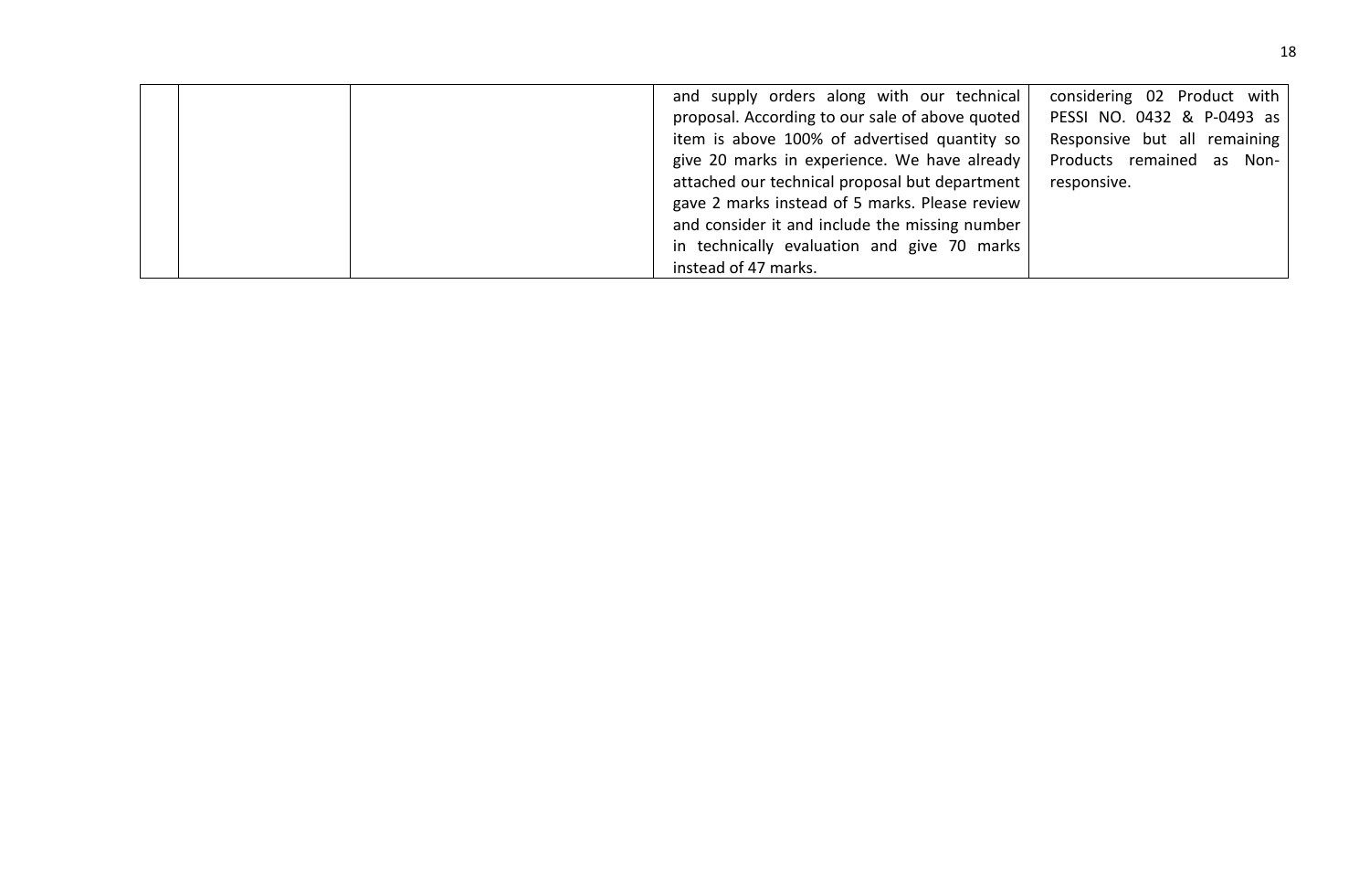| | | | | |
|---|---|---|---|---|
| | | | and supply orders along with our technical proposal. According to our sale of above quoted item is above 100% of advertised quantity so give 20 marks in experience. We have already attached our technical proposal but department gave 2 marks instead of 5 marks. Please review and consider it and include the missing number in technically evaluation and give 70 marks instead of 47 marks. | considering 02 Product with PESSI NO. 0432 & P-0493 as Responsive but all remaining Products remained as Non-responsive. |